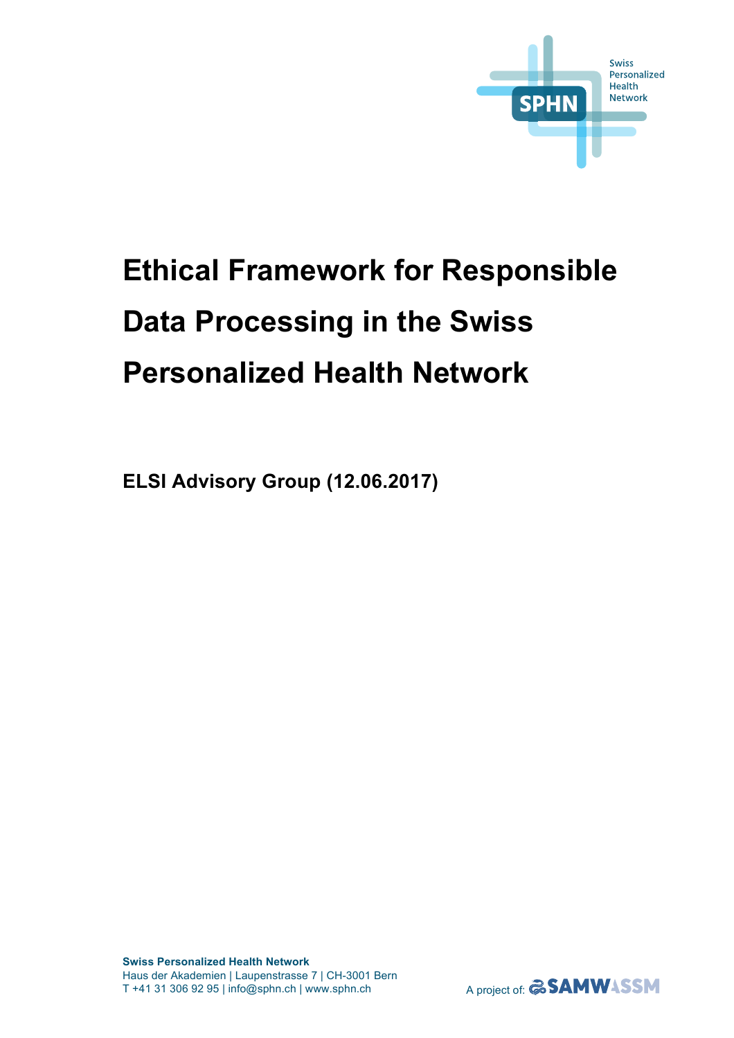Swiss Personalized Health Network

# Ethical Framework for Responsible Data Processing in the Swiss Personalized Health Network

**ELSI Advisory Group (12.06.2017)**

**Swiss Personalized Health Network**
Haus der Akademien | Laupenstrasse 7 | CH-3001 Bern
T +41 31 306 92 95 | info@sphn.ch | www.sphn.ch

A project of: SAMW ASSM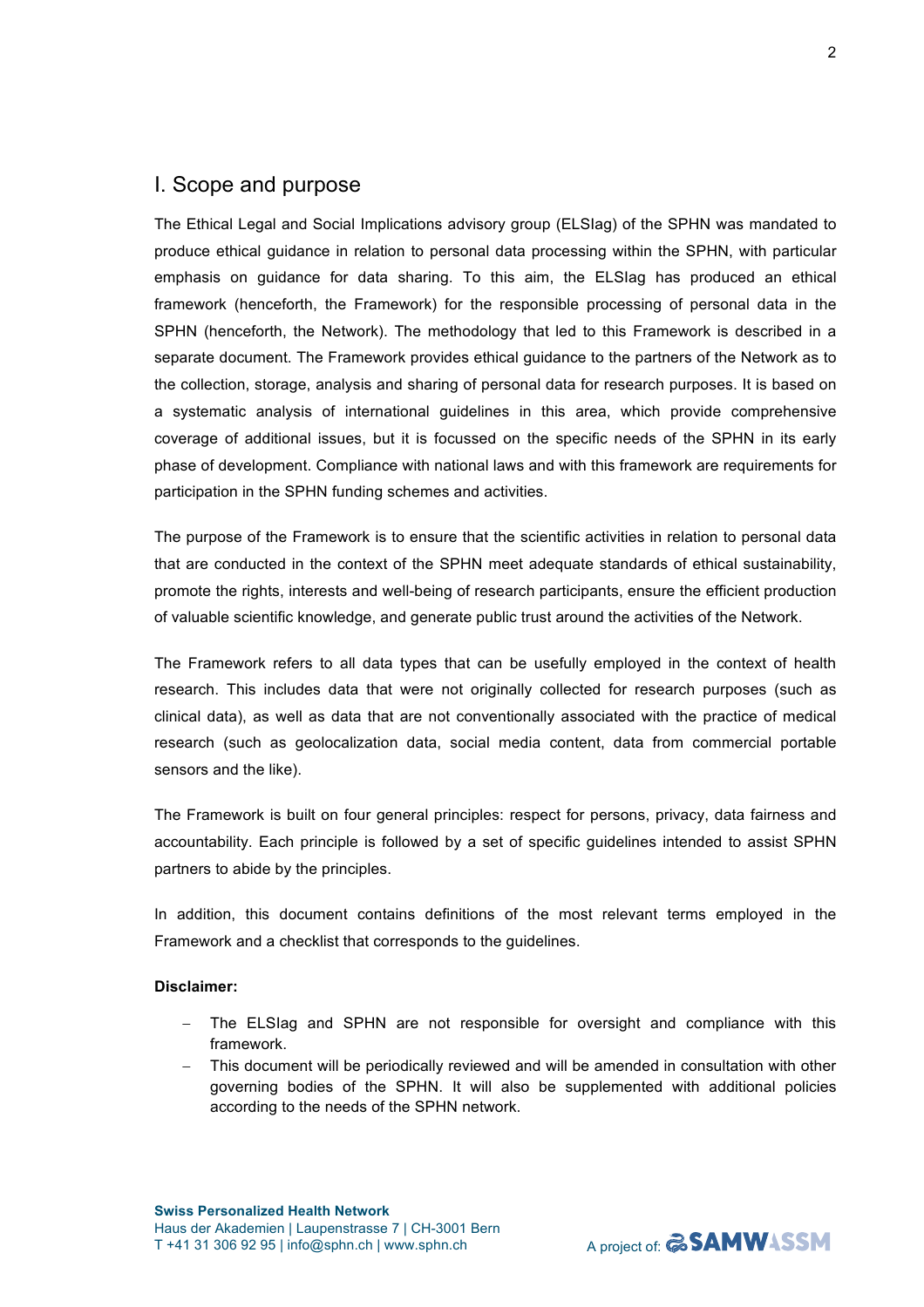## I. Scope and purpose

The Ethical Legal and Social Implications advisory group (ELSIag) of the SPHN was mandated to produce ethical guidance in relation to personal data processing within the SPHN, with particular emphasis on guidance for data sharing. To this aim, the ELSIag has produced an ethical framework (henceforth, the Framework) for the responsible processing of personal data in the SPHN (henceforth, the Network). The methodology that led to this Framework is described in a separate document. The Framework provides ethical guidance to the partners of the Network as to the collection, storage, analysis and sharing of personal data for research purposes. It is based on a systematic analysis of international guidelines in this area, which provide comprehensive coverage of additional issues, but it is focussed on the specific needs of the SPHN in its early phase of development. Compliance with national laws and with this framework are requirements for participation in the SPHN funding schemes and activities.

The purpose of the Framework is to ensure that the scientific activities in relation to personal data that are conducted in the context of the SPHN meet adequate standards of ethical sustainability, promote the rights, interests and well-being of research participants, ensure the efficient production of valuable scientific knowledge, and generate public trust around the activities of the Network.

The Framework refers to all data types that can be usefully employed in the context of health research. This includes data that were not originally collected for research purposes (such as clinical data), as well as data that are not conventionally associated with the practice of medical research (such as geolocalization data, social media content, data from commercial portable sensors and the like).

The Framework is built on four general principles: respect for persons, privacy, data fairness and accountability. Each principle is followed by a set of specific guidelines intended to assist SPHN partners to abide by the principles.

In addition, this document contains definitions of the most relevant terms employed in the Framework and a checklist that corresponds to the guidelines.

**Disclaimer:**

- The ELSIag and SPHN are not responsible for oversight and compliance with this framework.
- This document will be periodically reviewed and will be amended in consultation with other governing bodies of the SPHN. It will also be supplemented with additional policies according to the needs of the SPHN network.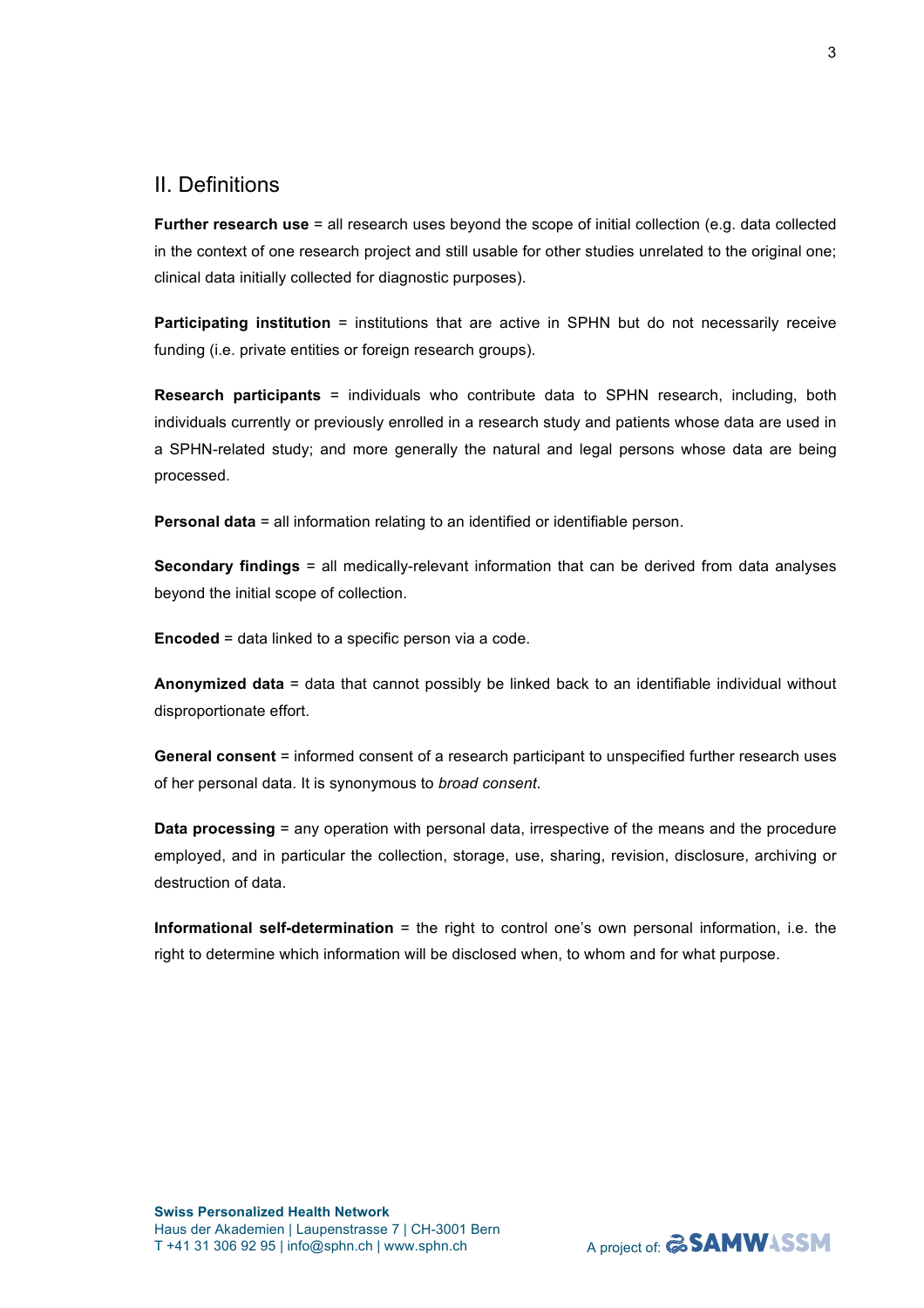## II. Definitions

**Further research use** = all research uses beyond the scope of initial collection (e.g. data collected in the context of one research project and still usable for other studies unrelated to the original one; clinical data initially collected for diagnostic purposes).

**Participating institution** = institutions that are active in SPHN but do not necessarily receive funding (i.e. private entities or foreign research groups).

**Research participants** = individuals who contribute data to SPHN research, including, both individuals currently or previously enrolled in a research study and patients whose data are used in a SPHN-related study; and more generally the natural and legal persons whose data are being processed.

**Personal data** = all information relating to an identified or identifiable person.

**Secondary findings** = all medically-relevant information that can be derived from data analyses beyond the initial scope of collection.

**Encoded** = data linked to a specific person via a code.

**Anonymized data** = data that cannot possibly be linked back to an identifiable individual without disproportionate effort.

**General consent** = informed consent of a research participant to unspecified further research uses of her personal data. It is synonymous to *broad consent*.

**Data processing** = any operation with personal data, irrespective of the means and the procedure employed, and in particular the collection, storage, use, sharing, revision, disclosure, archiving or destruction of data.

**Informational self-determination** = the right to control one's own personal information, i.e. the right to determine which information will be disclosed when, to whom and for what purpose.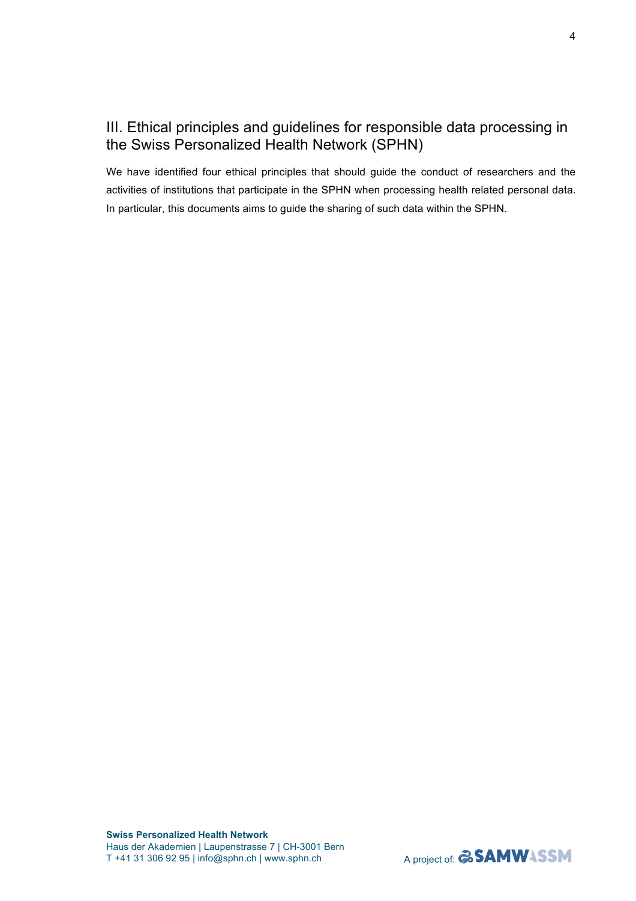## III. Ethical principles and guidelines for responsible data processing in the Swiss Personalized Health Network (SPHN)

We have identified four ethical principles that should guide the conduct of researchers and the activities of institutions that participate in the SPHN when processing health related personal data. In particular, this documents aims to guide the sharing of such data within the SPHN.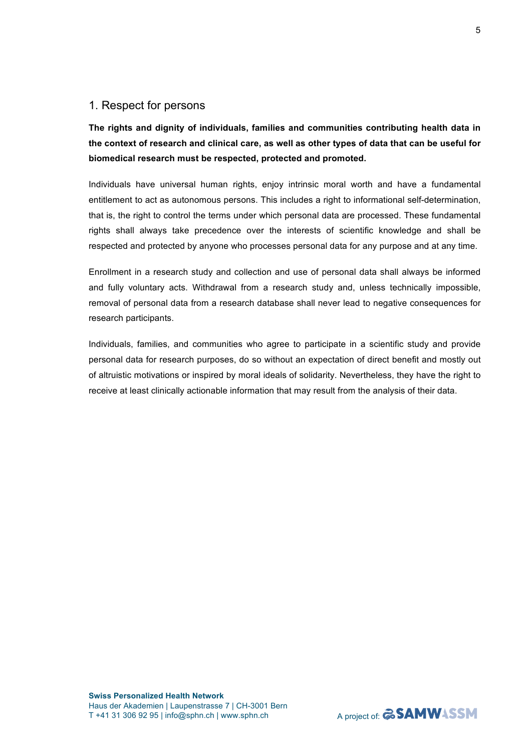## 1. Respect for persons

**The rights and dignity of individuals, families and communities contributing health data in the context of research and clinical care, as well as other types of data that can be useful for biomedical research must be respected, protected and promoted.**

Individuals have universal human rights, enjoy intrinsic moral worth and have a fundamental entitlement to act as autonomous persons. This includes a right to informational self-determination, that is, the right to control the terms under which personal data are processed. These fundamental rights shall always take precedence over the interests of scientific knowledge and shall be respected and protected by anyone who processes personal data for any purpose and at any time.

Enrollment in a research study and collection and use of personal data shall always be informed and fully voluntary acts. Withdrawal from a research study and, unless technically impossible, removal of personal data from a research database shall never lead to negative consequences for research participants.

Individuals, families, and communities who agree to participate in a scientific study and provide personal data for research purposes, do so without an expectation of direct benefit and mostly out of altruistic motivations or inspired by moral ideals of solidarity. Nevertheless, they have the right to receive at least clinically actionable information that may result from the analysis of their data.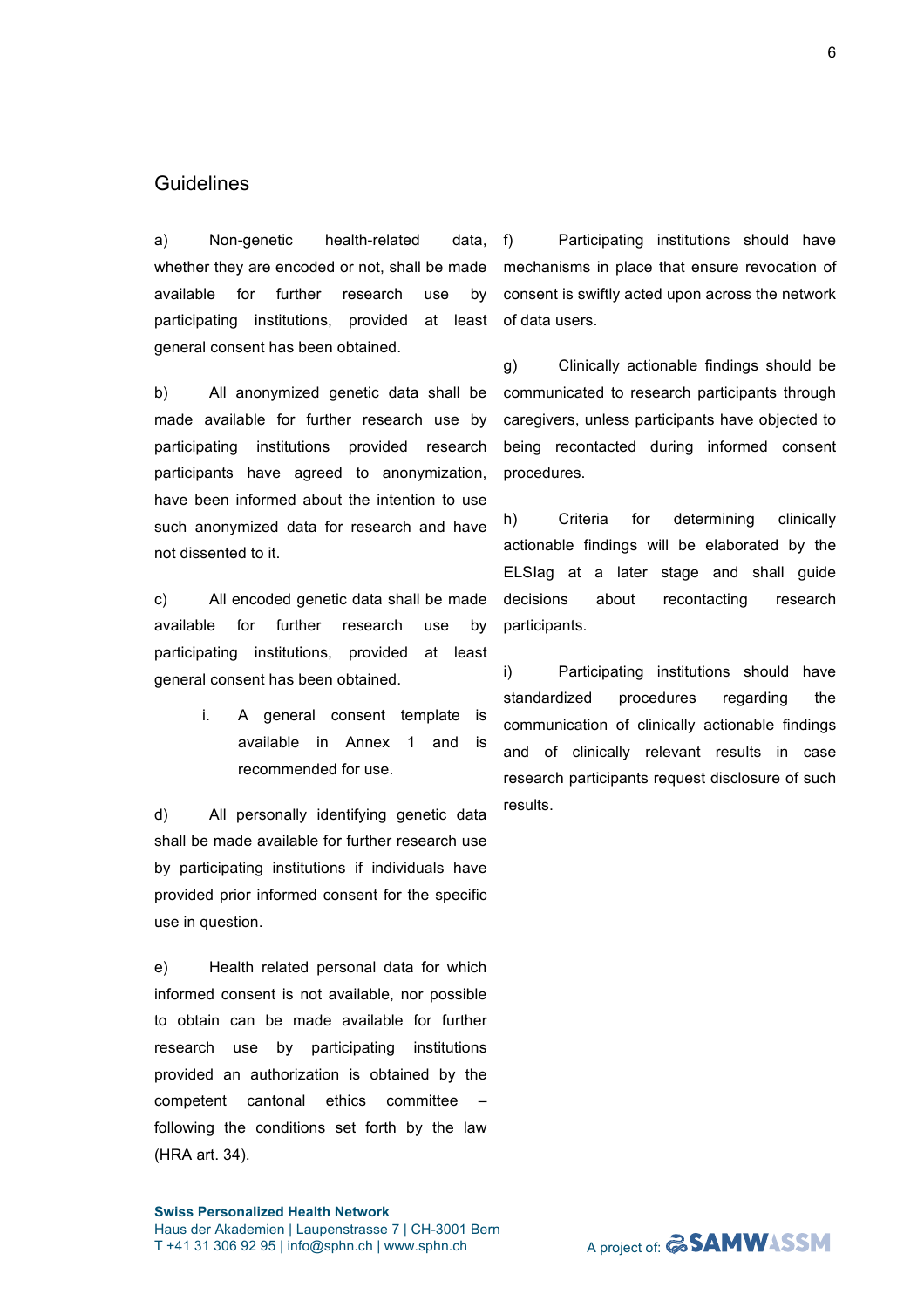## Guidelines

a) Non-genetic health-related data, whether they are encoded or not, shall be made available for further research use by participating institutions, provided at least general consent has been obtained.

b) All anonymized genetic data shall be made available for further research use by participating institutions provided research participants have agreed to anonymization, have been informed about the intention to use such anonymized data for research and have not dissented to it.

c) All encoded genetic data shall be made available for further research use by participating institutions, provided at least general consent has been obtained.

   i. A general consent template is available in Annex 1 and is recommended for use.

d) All personally identifying genetic data shall be made available for further research use by participating institutions if individuals have provided prior informed consent for the specific use in question.

e) Health related personal data for which informed consent is not available, nor possible to obtain can be made available for further research use by participating institutions provided an authorization is obtained by the competent cantonal ethics committee – following the conditions set forth by the law (HRA art. 34).

f) Participating institutions should have mechanisms in place that ensure revocation of consent is swiftly acted upon across the network of data users.

g) Clinically actionable findings should be communicated to research participants through caregivers, unless participants have objected to being recontacted during informed consent procedures.

h) Criteria for determining clinically actionable findings will be elaborated by the ELSIag at a later stage and shall guide decisions about recontacting research participants.

i) Participating institutions should have standardized procedures regarding the communication of clinically actionable findings and of clinically relevant results in case research participants request disclosure of such results.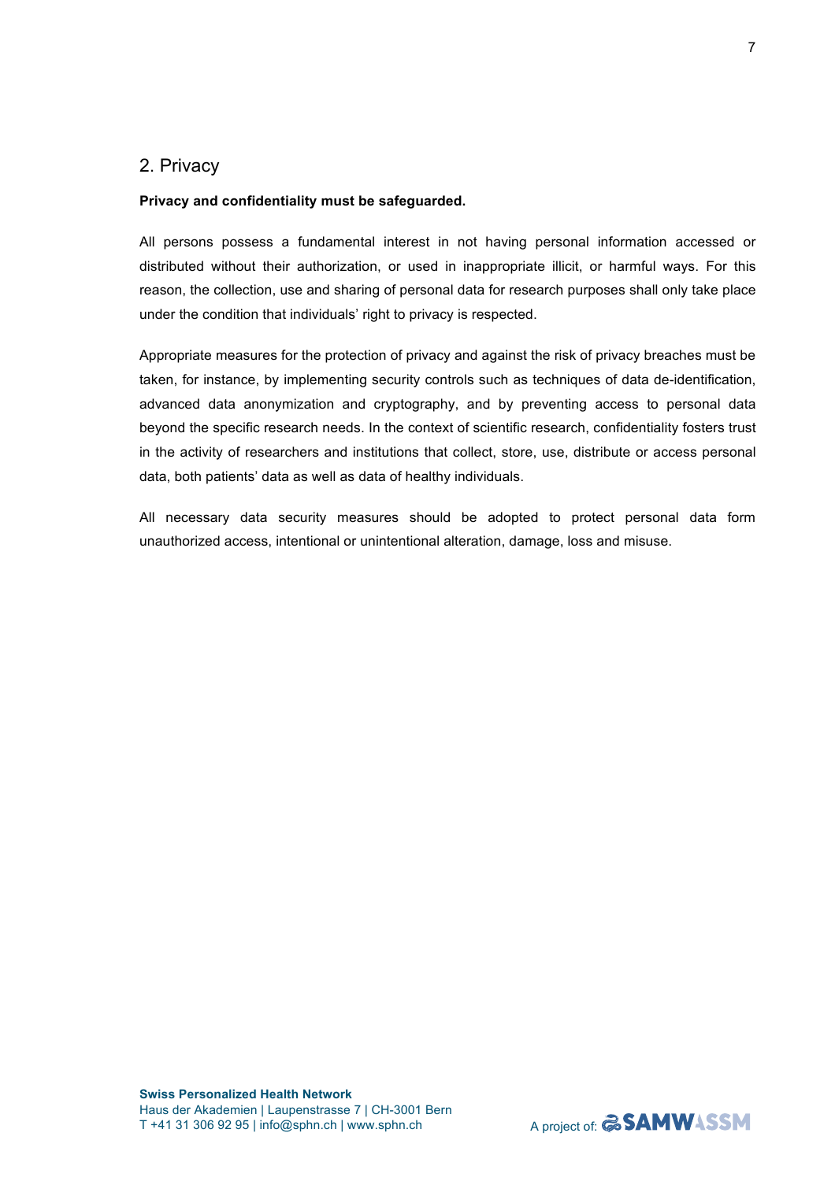## 2. Privacy

**Privacy and confidentiality must be safeguarded.**

All persons possess a fundamental interest in not having personal information accessed or distributed without their authorization, or used in inappropriate illicit, or harmful ways. For this reason, the collection, use and sharing of personal data for research purposes shall only take place under the condition that individuals' right to privacy is respected.

Appropriate measures for the protection of privacy and against the risk of privacy breaches must be taken, for instance, by implementing security controls such as techniques of data de-identification, advanced data anonymization and cryptography, and by preventing access to personal data beyond the specific research needs. In the context of scientific research, confidentiality fosters trust in the activity of researchers and institutions that collect, store, use, distribute or access personal data, both patients' data as well as data of healthy individuals.

All necessary data security measures should be adopted to protect personal data form unauthorized access, intentional or unintentional alteration, damage, loss and misuse.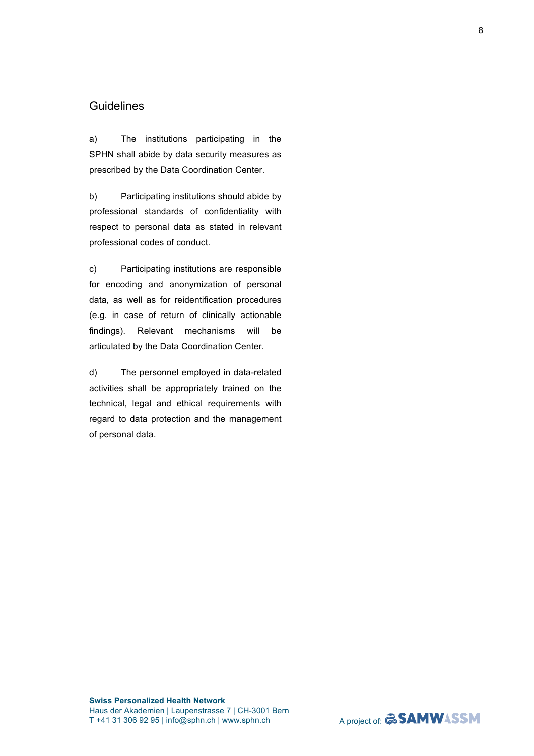## Guidelines

a) The institutions participating in the SPHN shall abide by data security measures as prescribed by the Data Coordination Center.

b) Participating institutions should abide by professional standards of confidentiality with respect to personal data as stated in relevant professional codes of conduct.

c) Participating institutions are responsible for encoding and anonymization of personal data, as well as for reidentification procedures (e.g. in case of return of clinically actionable findings). Relevant mechanisms will be articulated by the Data Coordination Center.

d) The personnel employed in data-related activities shall be appropriately trained on the technical, legal and ethical requirements with regard to data protection and the management of personal data.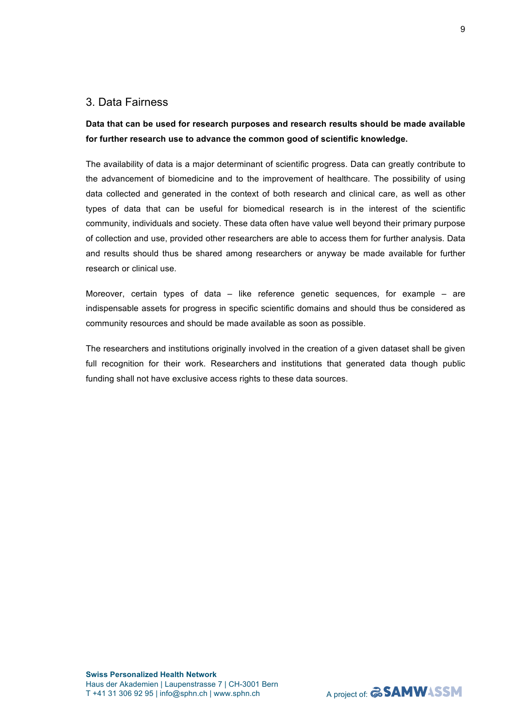## 3. Data Fairness

**Data that can be used for research purposes and research results should be made available for further research use to advance the common good of scientific knowledge.**

The availability of data is a major determinant of scientific progress. Data can greatly contribute to the advancement of biomedicine and to the improvement of healthcare. The possibility of using data collected and generated in the context of both research and clinical care, as well as other types of data that can be useful for biomedical research is in the interest of the scientific community, individuals and society. These data often have value well beyond their primary purpose of collection and use, provided other researchers are able to access them for further analysis. Data and results should thus be shared among researchers or anyway be made available for further research or clinical use.

Moreover, certain types of data – like reference genetic sequences, for example – are indispensable assets for progress in specific scientific domains and should thus be considered as community resources and should be made available as soon as possible.

The researchers and institutions originally involved in the creation of a given dataset shall be given full recognition for their work. Researchers and institutions that generated data though public funding shall not have exclusive access rights to these data sources.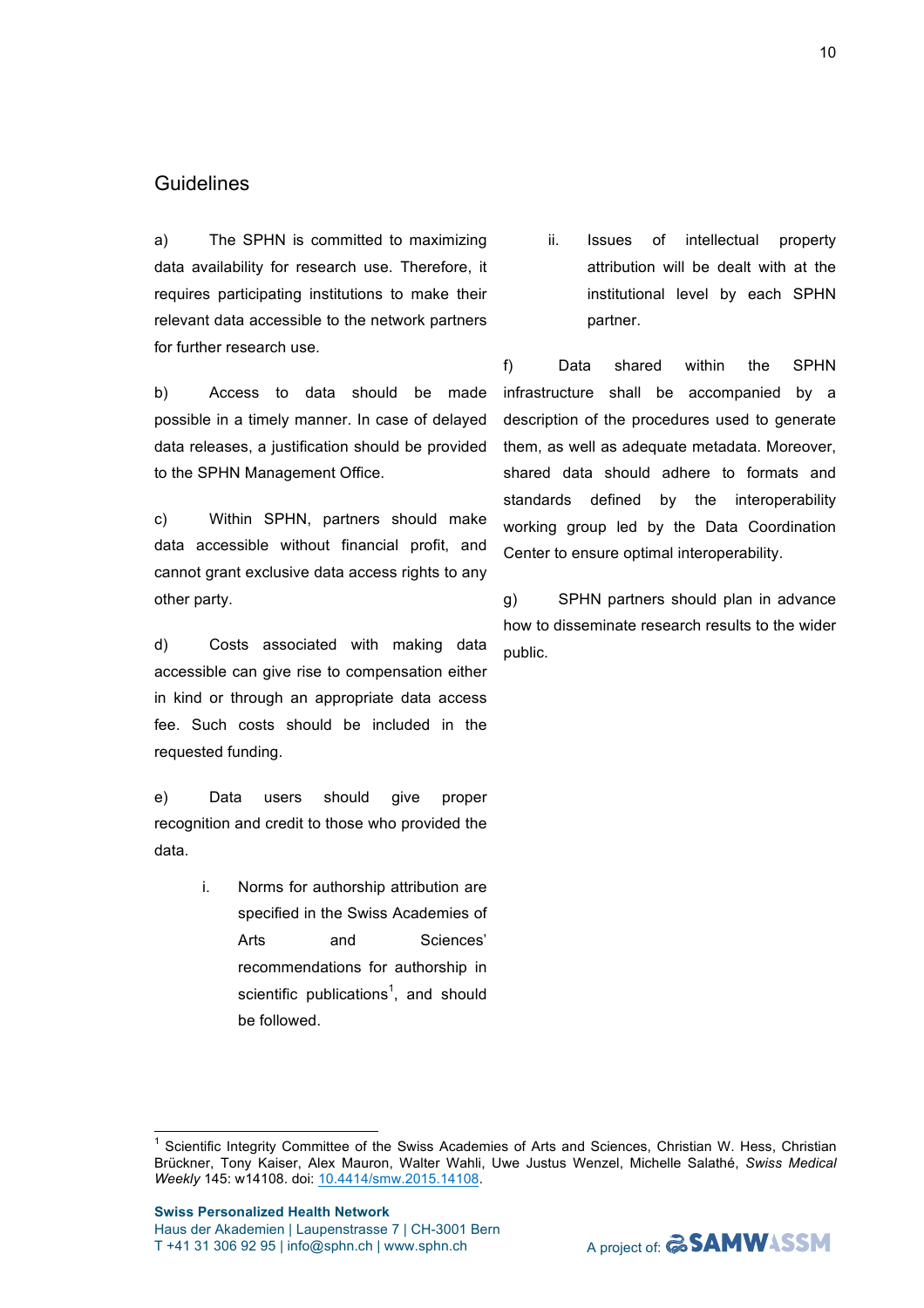## Guidelines

a) The SPHN is committed to maximizing data availability for research use. Therefore, it requires participating institutions to make their relevant data accessible to the network partners for further research use.

b) Access to data should be made possible in a timely manner. In case of delayed data releases, a justification should be provided to the SPHN Management Office.

c) Within SPHN, partners should make data accessible without financial profit, and cannot grant exclusive data access rights to any other party.

d) Costs associated with making data accessible can give rise to compensation either in kind or through an appropriate data access fee. Such costs should be included in the requested funding.

e) Data users should give proper recognition and credit to those who provided the data.

   i. Norms for authorship attribution are specified in the Swiss Academies of Arts and Sciences' recommendations for authorship in scientific publications[1], and should be followed.

   ii. Issues of intellectual property attribution will be dealt with at the institutional level by each SPHN partner.

f) Data shared within the SPHN infrastructure shall be accompanied by a description of the procedures used to generate them, as well as adequate metadata. Moreover, shared data should adhere to formats and standards defined by the interoperability working group led by the Data Coordination Center to ensure optimal interoperability.

g) SPHN partners should plan in advance how to disseminate research results to the wider public.

[1] Scientific Integrity Committee of the Swiss Academies of Arts and Sciences, Christian W. Hess, Christian Brückner, Tony Kaiser, Alex Mauron, Walter Wahli, Uwe Justus Wenzel, Michelle Salathé, *Swiss Medical Weekly* 145: w14108. doi: 10.4414/smw.2015.14108.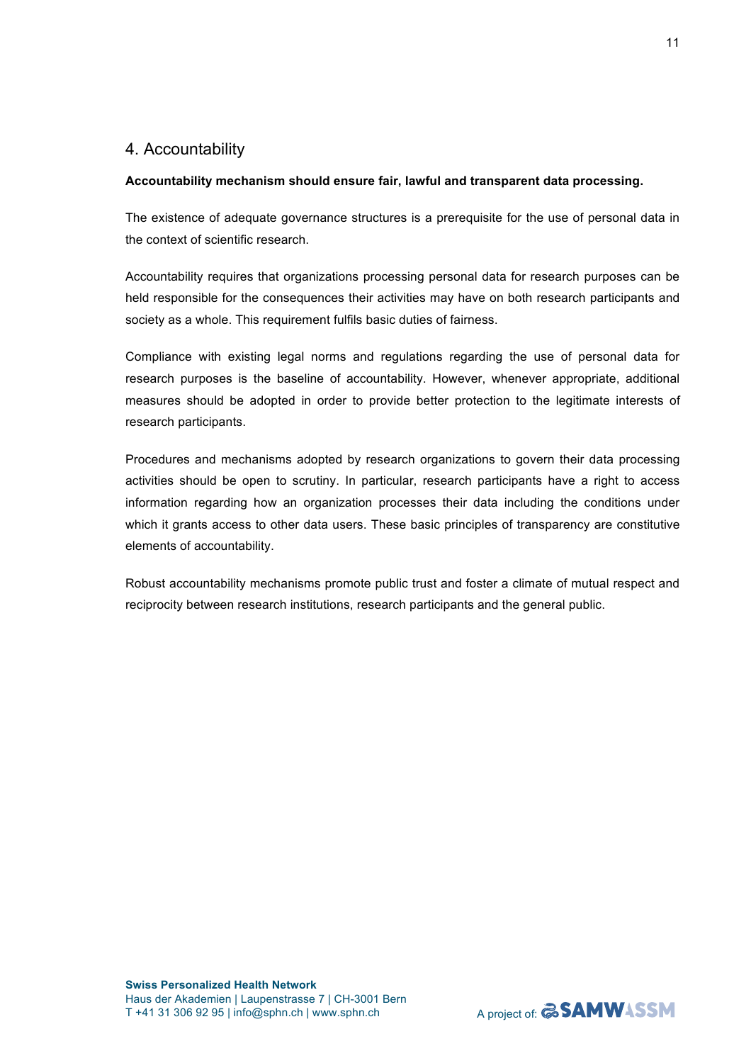## 4. Accountability

**Accountability mechanism should ensure fair, lawful and transparent data processing.**

The existence of adequate governance structures is a prerequisite for the use of personal data in the context of scientific research.

Accountability requires that organizations processing personal data for research purposes can be held responsible for the consequences their activities may have on both research participants and society as a whole. This requirement fulfils basic duties of fairness.

Compliance with existing legal norms and regulations regarding the use of personal data for research purposes is the baseline of accountability. However, whenever appropriate, additional measures should be adopted in order to provide better protection to the legitimate interests of research participants.

Procedures and mechanisms adopted by research organizations to govern their data processing activities should be open to scrutiny. In particular, research participants have a right to access information regarding how an organization processes their data including the conditions under which it grants access to other data users. These basic principles of transparency are constitutive elements of accountability.

Robust accountability mechanisms promote public trust and foster a climate of mutual respect and reciprocity between research institutions, research participants and the general public.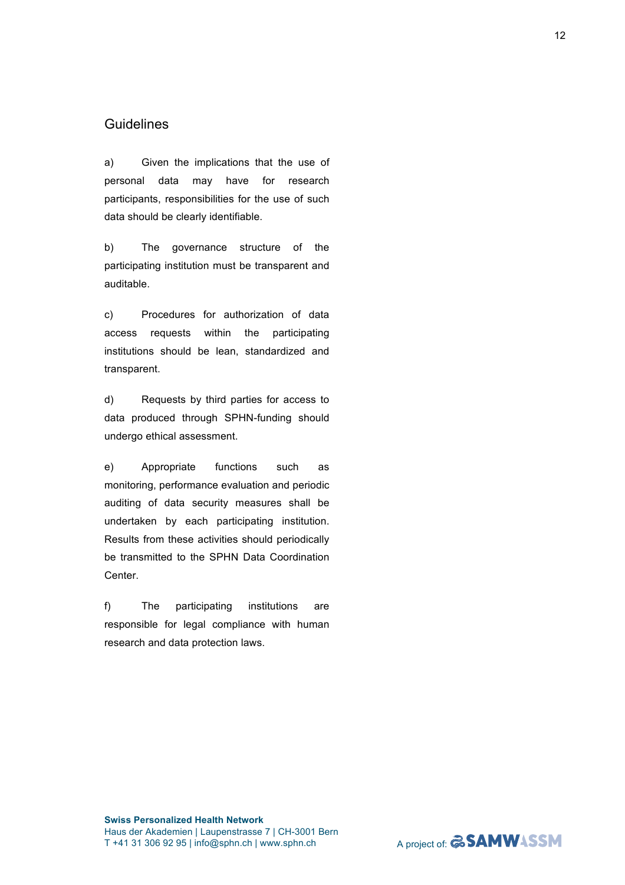## Guidelines

a) Given the implications that the use of personal data may have for research participants, responsibilities for the use of such data should be clearly identifiable.

b) The governance structure of the participating institution must be transparent and auditable.

c) Procedures for authorization of data access requests within the participating institutions should be lean, standardized and transparent.

d) Requests by third parties for access to data produced through SPHN-funding should undergo ethical assessment.

e) Appropriate functions such as monitoring, performance evaluation and periodic auditing of data security measures shall be undertaken by each participating institution. Results from these activities should periodically be transmitted to the SPHN Data Coordination Center.

f) The participating institutions are responsible for legal compliance with human research and data protection laws.